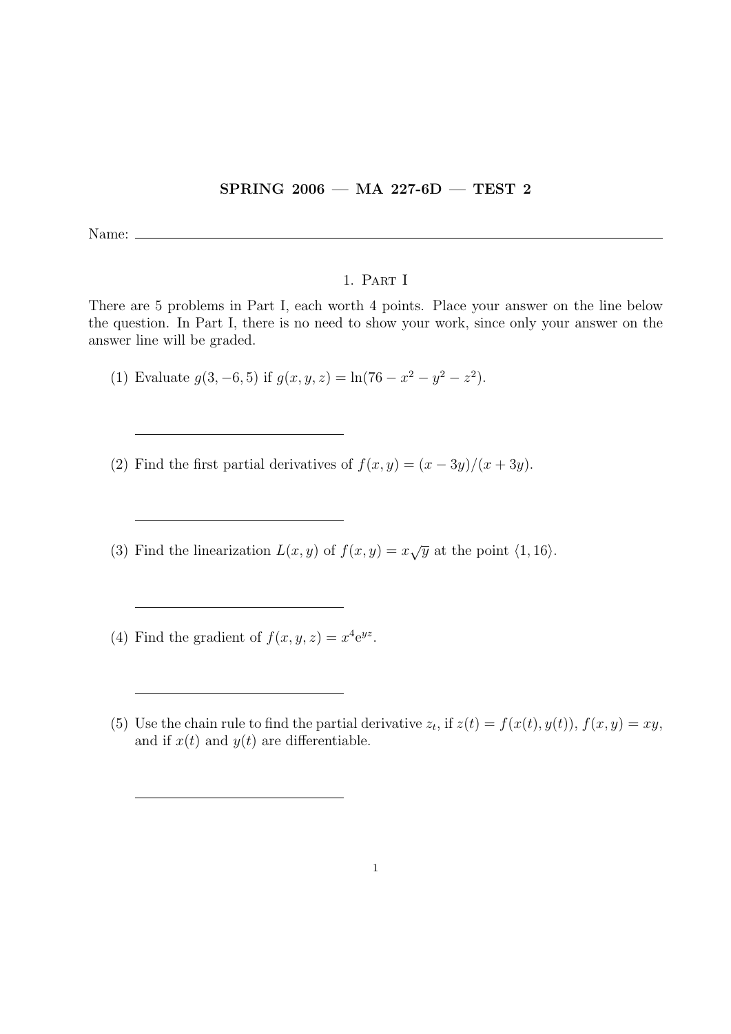**SPRING 2006 — MA 227-6D — TEST 2**

Name: \_\_\_\_\_\_\_\_\_\_\_\_\_\_\_\_\_\_\_\_\_\_\_\_\_\_\_\_\_\_\_\_\_\_\_\_\_\_\_\_

## 1. Part I

There are 5 problems in Part I, each worth 4 points. Place your answer on the line below the question. In Part I, there is no need to show your work, since only your answer on the answer line will be graded.

(1) Evaluate $g(3, -6, 5)$ if $g(x, y, z) = \ln(76 - x^2 - y^2 - z^2)$.

\_\_\_\_\_\_\_\_\_\_\_\_\_\_\_\_\_\_\_\_\_\_\_\_\_\_\_\_\_\_

(2) Find the first partial derivatives of $f(x, y) = (x - 3y)/(x + 3y)$.

\_\_\_\_\_\_\_\_\_\_\_\_\_\_\_\_\_\_\_\_\_\_\_\_\_\_\_\_\_\_

(3) Find the linearization $L(x, y)$ of $f(x, y) = x\sqrt{y}$ at the point $\langle 1, 16 \rangle$.

\_\_\_\_\_\_\_\_\_\_\_\_\_\_\_\_\_\_\_\_\_\_\_\_\_\_\_\_\_\_

(4) Find the gradient of $f(x, y, z) = x^4 e^{yz}$.

\_\_\_\_\_\_\_\_\_\_\_\_\_\_\_\_\_\_\_\_\_\_\_\_\_\_\_\_\_\_

(5) Use the chain rule to find the partial derivative $z_t$, if $z(t) = f(x(t), y(t))$, $f(x, y) = xy$, and if $x(t)$ and $y(t)$ are differentiable.

\_\_\_\_\_\_\_\_\_\_\_\_\_\_\_\_\_\_\_\_\_\_\_\_\_\_\_\_\_\_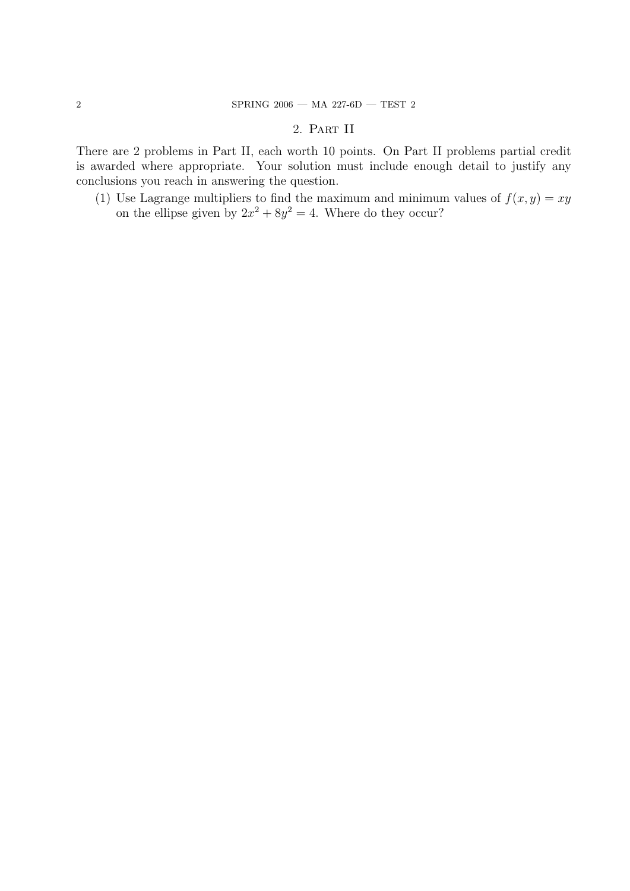## 2. Part II

There are 2 problems in Part II, each worth 10 points. On Part II problems partial credit is awarded where appropriate. Your solution must include enough detail to justify any conclusions you reach in answering the question.

(1) Use Lagrange multipliers to find the maximum and minimum values of $f(x, y) = xy$ on the ellipse given by $2x^2 + 8y^2 = 4$. Where do they occur?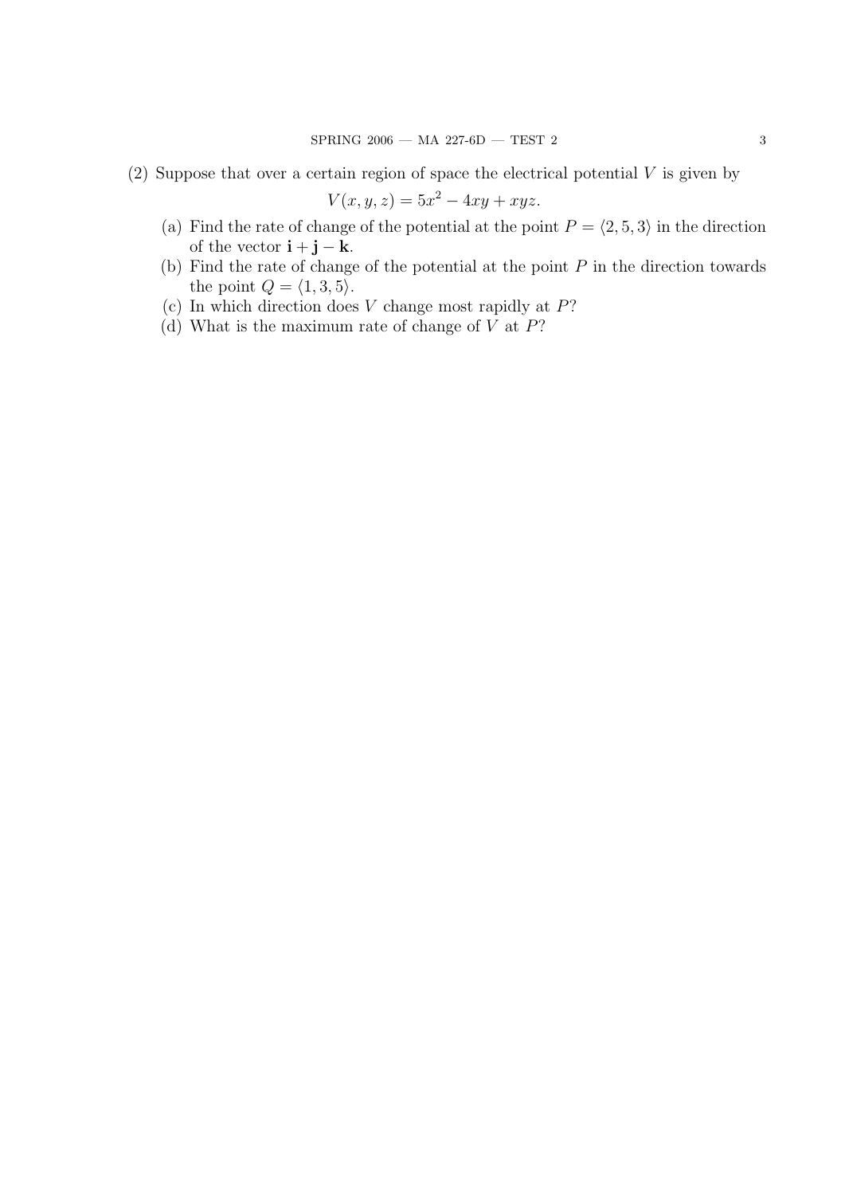(2) Suppose that over a certain region of space the electrical potential $V$ is given by

$$V(x, y, z) = 5x^2 - 4xy + xyz.$$

- (a) Find the rate of change of the potential at the point $P = \langle 2, 5, 3 \rangle$ in the direction of the vector $\mathbf{i} + \mathbf{j} - \mathbf{k}$.
- (b) Find the rate of change of the potential at the point $P$ in the direction towards the point $Q = \langle 1, 3, 5 \rangle$.
- (c) In which direction does $V$ change most rapidly at $P$?
- (d) What is the maximum rate of change of $V$ at $P$?